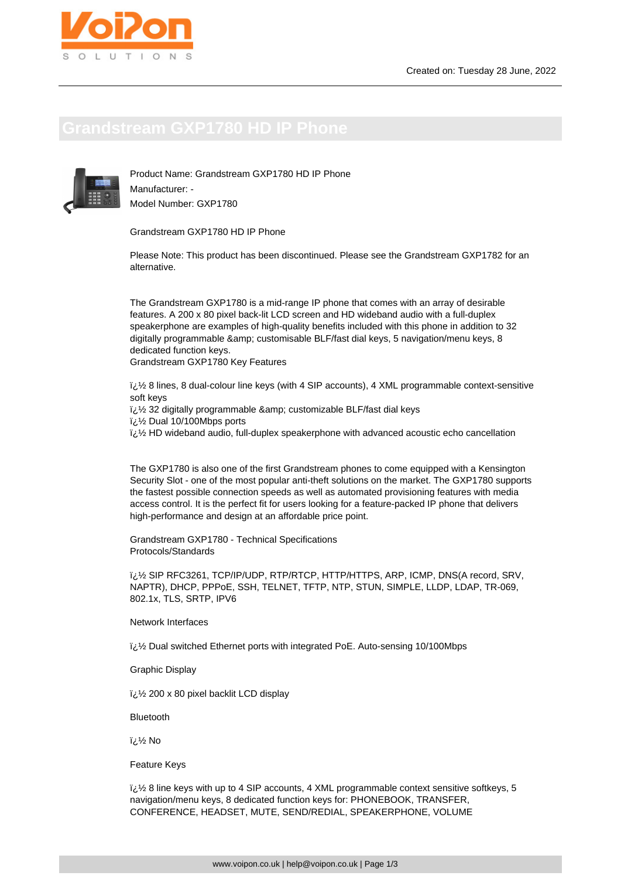Created on: Tuesday 28 June, 2022

# Grandstream GXP1780 HD IP Phone

Product Name: Grandstream GXP1780 HD IP Phone
Manufacturer: -
Model Number: GXP1780

Grandstream GXP1780 HD IP Phone

Please Note: This product has been discontinued. Please see the Grandstream GXP1782 for an alternative.

The Grandstream GXP1780 is a mid-range IP phone that comes with an array of desirable features. A 200 x 80 pixel back-lit LCD screen and HD wideband audio with a full-duplex speakerphone are examples of high-quality benefits included with this phone in addition to 32 digitally programmable &amp; customisable BLF/fast dial keys, 5 navigation/menu keys, 8 dedicated function keys.
Grandstream GXP1780 Key Features

ï¿½ 8 lines, 8 dual-colour line keys (with 4 SIP accounts), 4 XML programmable context-sensitive soft keys
ï¿½ 32 digitally programmable &amp; customizable BLF/fast dial keys
ï¿½ Dual 10/100Mbps ports
ï¿½ HD wideband audio, full-duplex speakerphone with advanced acoustic echo cancellation

The GXP1780 is also one of the first Grandstream phones to come equipped with a Kensington Security Slot - one of the most popular anti-theft solutions on the market. The GXP1780 supports the fastest possible connection speeds as well as automated provisioning features with media access control. It is the perfect fit for users looking for a feature-packed IP phone that delivers high-performance and design at an affordable price point.

Grandstream GXP1780 - Technical Specifications
Protocols/Standards

ï¿½ SIP RFC3261, TCP/IP/UDP, RTP/RTCP, HTTP/HTTPS, ARP, ICMP, DNS(A record, SRV, NAPTR), DHCP, PPPoE, SSH, TELNET, TFTP, NTP, STUN, SIMPLE, LLDP, LDAP, TR-069, 802.1x, TLS, SRTP, IPV6

Network Interfaces

ï¿½ Dual switched Ethernet ports with integrated PoE. Auto-sensing 10/100Mbps

Graphic Display

ï¿½ 200 x 80 pixel backlit LCD display

Bluetooth

ï¿½ No

Feature Keys

ï¿½ 8 line keys with up to 4 SIP accounts, 4 XML programmable context sensitive softkeys, 5 navigation/menu keys, 8 dedicated function keys for: PHONEBOOK, TRANSFER, CONFERENCE, HEADSET, MUTE, SEND/REDIAL, SPEAKERPHONE, VOLUME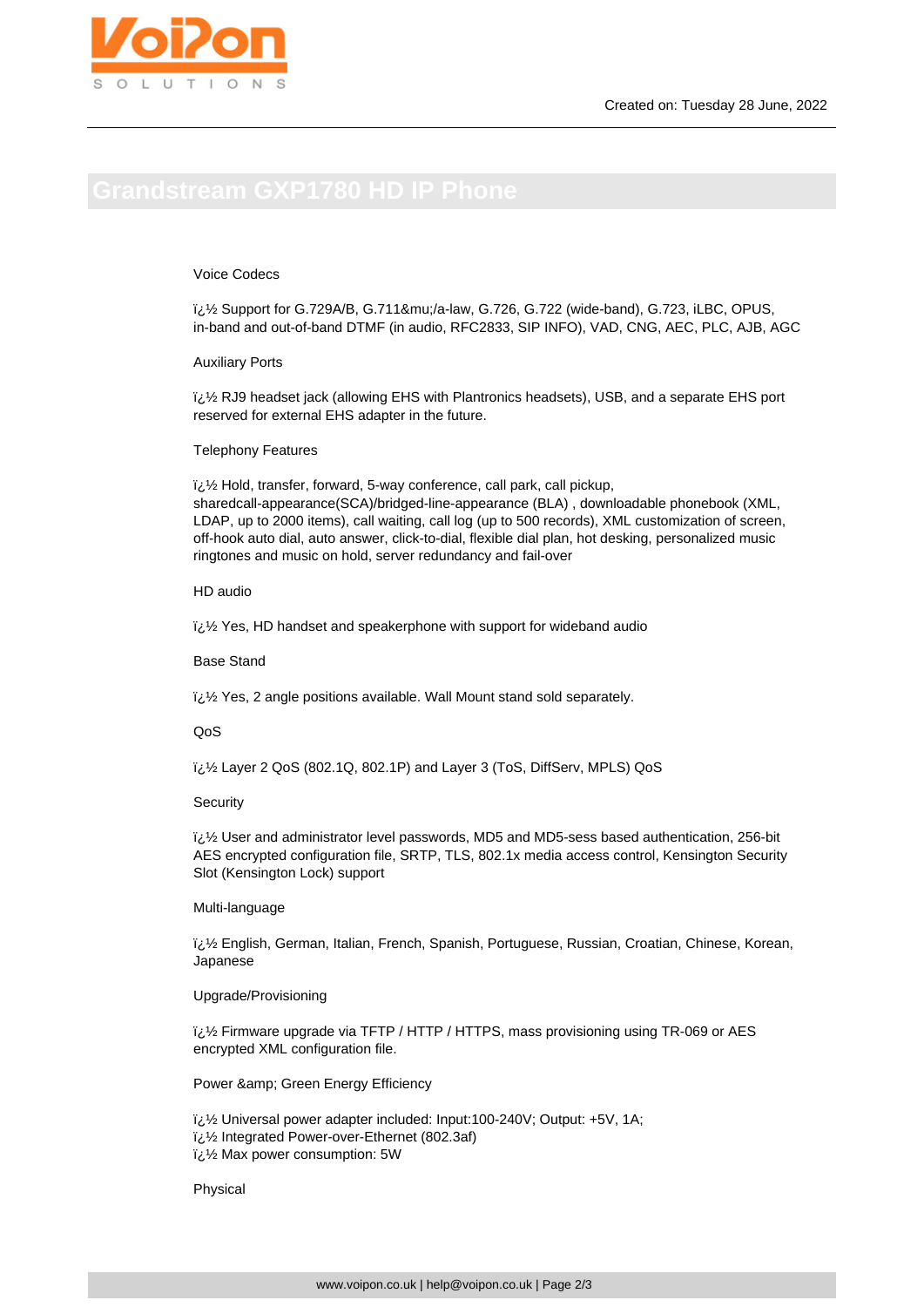# Grandstream GXP1780 HD IP Phone

Voice Codecs

ï¿½ Support for G.729A/B, G.711&mu;/a-law, G.726, G.722 (wide-band), G.723, iLBC, OPUS, in-band and out-of-band DTMF (in audio, RFC2833, SIP INFO), VAD, CNG, AEC, PLC, AJB, AGC

Auxiliary Ports

ï¿½ RJ9 headset jack (allowing EHS with Plantronics headsets), USB, and a separate EHS port reserved for external EHS adapter in the future.

Telephony Features

ï¿½ Hold, transfer, forward, 5-way conference, call park, call pickup, sharedcall-appearance(SCA)/bridged-line-appearance (BLA) , downloadable phonebook (XML, LDAP, up to 2000 items), call waiting, call log (up to 500 records), XML customization of screen, off-hook auto dial, auto answer, click-to-dial, flexible dial plan, hot desking, personalized music ringtones and music on hold, server redundancy and fail-over

HD audio

ï¿½ Yes, HD handset and speakerphone with support for wideband audio

Base Stand

ï¿½ Yes, 2 angle positions available. Wall Mount stand sold separately.

QoS

ï¿½ Layer 2 QoS (802.1Q, 802.1P) and Layer 3 (ToS, DiffServ, MPLS) QoS

Security

ï¿½ User and administrator level passwords, MD5 and MD5-sess based authentication, 256-bit AES encrypted configuration file, SRTP, TLS, 802.1x media access control, Kensington Security Slot (Kensington Lock) support

Multi-language

ï¿½ English, German, Italian, French, Spanish, Portuguese, Russian, Croatian, Chinese, Korean, Japanese

Upgrade/Provisioning

ï¿½ Firmware upgrade via TFTP / HTTP / HTTPS, mass provisioning using TR-069 or AES encrypted XML configuration file.

Power &amp; Green Energy Efficiency

ï¿½ Universal power adapter included: Input:100-240V; Output: +5V, 1A;
ï¿½ Integrated Power-over-Ethernet (802.3af)
ï¿½ Max power consumption: 5W

Physical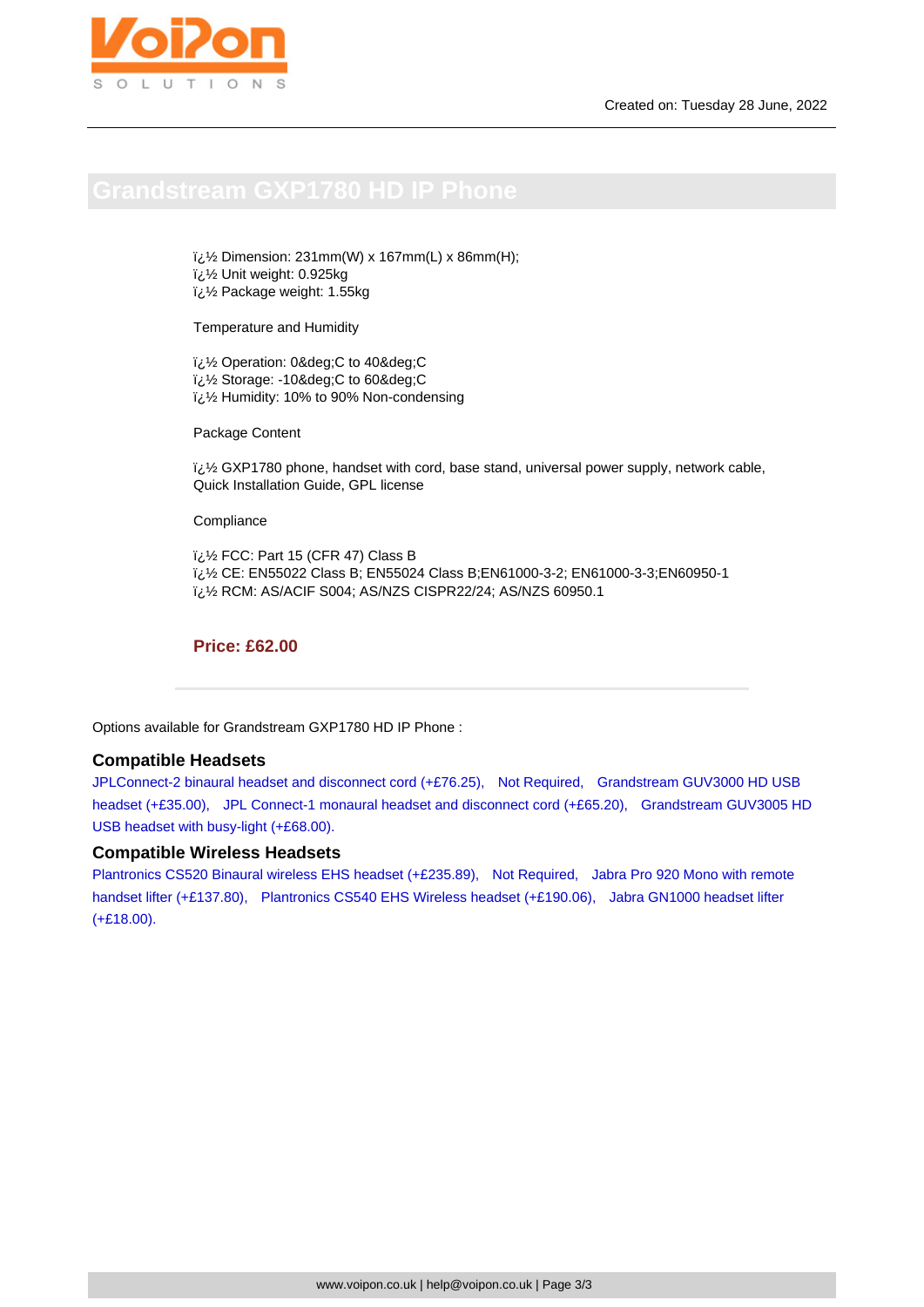# Grandstream GXP1780 HD IP Phone

ï¿½ Dimension: 231mm(W) x 167mm(L) x 86mm(H);
ï¿½ Unit weight: 0.925kg
ï¿½ Package weight: 1.55kg

Temperature and Humidity

ï¿½ Operation: 0&deg;C to 40&deg;C
ï¿½ Storage: -10&deg;C to 60&deg;C
ï¿½ Humidity: 10% to 90% Non-condensing

Package Content

ï¿½ GXP1780 phone, handset with cord, base stand, universal power supply, network cable, Quick Installation Guide, GPL license

Compliance

ï¿½ FCC: Part 15 (CFR 47) Class B
ï¿½ CE: EN55022 Class B; EN55024 Class B;EN61000-3-2; EN61000-3-3;EN60950-1
ï¿½ RCM: AS/ACIF S004; AS/NZS CISPR22/24; AS/NZS 60950.1

**Price: £62.00**

---

Options available for Grandstream GXP1780 HD IP Phone :

### Compatible Headsets

JPLConnect-2 binaural headset and disconnect cord (+£76.25), Not Required, Grandstream GUV3000 HD USB headset (+£35.00), JPL Connect-1 monaural headset and disconnect cord (+£65.20), Grandstream GUV3005 HD USB headset with busy-light (+£68.00).

### Compatible Wireless Headsets

Plantronics CS520 Binaural wireless EHS headset (+£235.89), Not Required, Jabra Pro 920 Mono with remote handset lifter (+£137.80), Plantronics CS540 EHS Wireless headset (+£190.06), Jabra GN1000 headset lifter (+£18.00).